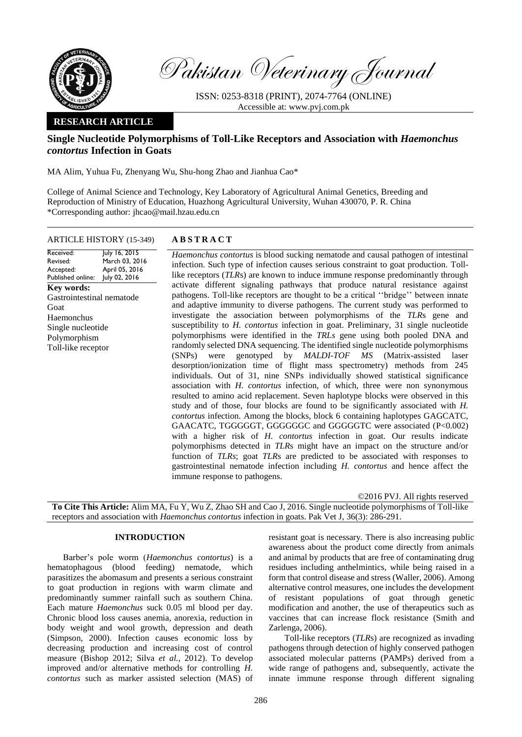Pakistan Veterinary Journal

ISSN: 0253-8318 (PRINT), 2074-7764 (ONLINE)
Accessible at: www.pvj.com.pk

**RESEARCH ARTICLE**

# Single Nucleotide Polymorphisms of Toll-Like Receptors and Association with *Haemonchus contortus* Infection in Goats

MA Alim, Yuhua Fu, Zhenyang Wu, Shu-hong Zhao and Jianhua Cao*

College of Animal Science and Technology, Key Laboratory of Agricultural Animal Genetics, Breeding and Reproduction of Ministry of Education, Huazhong Agricultural University, Wuhan 430070, P. R. China
*Corresponding author: jhcao@mail.hzau.edu.cn

ARTICLE HISTORY (15-349)

| | |
|---|---|
| Received: | July 16, 2015 |
| Revised: | March 03, 2016 |
| Accepted: | April 05, 2016 |
| Published online: | July 02, 2016 |

**Key words:**
Gastrointestinal nematode
Goat
Haemonchus
Single nucleotide
Polymorphism
Toll-like receptor

## ABSTRACT

*Haemonchus contortus* is blood sucking nematode and causal pathogen of intestinal infection. Such type of infection causes serious constraint to goat production. Toll-like receptors (*TLR*s) are known to induce immune response predominantly through activate different signaling pathways that produce natural resistance against pathogens. Toll-like receptors are thought to be a critical ''bridge'' between innate and adaptive immunity to diverse pathogens. The current study was performed to investigate the association between polymorphisms of the *TLR*s gene and susceptibility to *H. contortus* infection in goat. Preliminary, 31 single nucleotide polymorphisms were identified in the *TRLs* gene using both pooled DNA and randomly selected DNA sequencing. The identified single nucleotide polymorphisms (SNPs) were genotyped by *MALDI-TOF MS* (Matrix-assisted laser desorption/ionization time of flight mass spectrometry) methods from 245 individuals. Out of 31, nine SNPs individually showed statistical significance association with *H. contortus* infection, of which, three were non synonymous resulted to amino acid replacement. Seven haplotype blocks were observed in this study and of those, four blocks are found to be significantly associated with *H. contortus* infection. Among the blocks, block 6 containing haplotypes GAGCATC, GAACATC, TGGGGGT, GGGGGGC and GGGGGTC were associated (P<0.002) with a higher risk of *H. contortus* infection in goat. Our results indicate polymorphisms detected in *TLR*s might have an impact on the structure and/or function of *TLRs*; goat *TLR*s are predicted to be associated with responses to gastrointestinal nematode infection including *H. contortus* and hence affect the immune response to pathogens.

©2016 PVJ. All rights reserved

**To Cite This Article:** Alim MA, Fu Y, Wu Z, Zhao SH and Cao J, 2016. Single nucleotide polymorphisms of Toll-like receptors and association with *Haemonchus contortus* infection in goats. Pak Vet J, 36(3): 286-291.

## INTRODUCTION

Barber's pole worm (*Haemonchus contortus*) is a hematophagous (blood feeding) nematode, which parasitizes the abomasum and presents a serious constraint to goat production in regions with warm climate and predominantly summer rainfall such as southern China. Each mature *Haemonchus* suck 0.05 ml blood per day. Chronic blood loss causes anemia, anorexia, reduction in body weight and wool growth, depression and death (Simpson, 2000). Infection causes economic loss by decreasing production and increasing cost of control measure (Bishop 2012; Silva *et al.,* 2012). To develop improved and/or alternative methods for controlling *H. contortus* such as marker assisted selection (MAS) of resistant goat is necessary. There is also increasing public awareness about the product come directly from animals and animal by products that are free of contaminating drug residues including anthelmintics, while being raised in a form that control disease and stress (Waller, 2006). Among alternative control measures, one includes the development of resistant populations of goat through genetic modification and another, the use of therapeutics such as vaccines that can increase flock resistance (Smith and Zarlenga, 2006).

Toll-like receptors (*TLR*s) are recognized as invading pathogens through detection of highly conserved pathogen associated molecular patterns (PAMPs) derived from a wide range of pathogens and, subsequently, activate the innate immune response through different signaling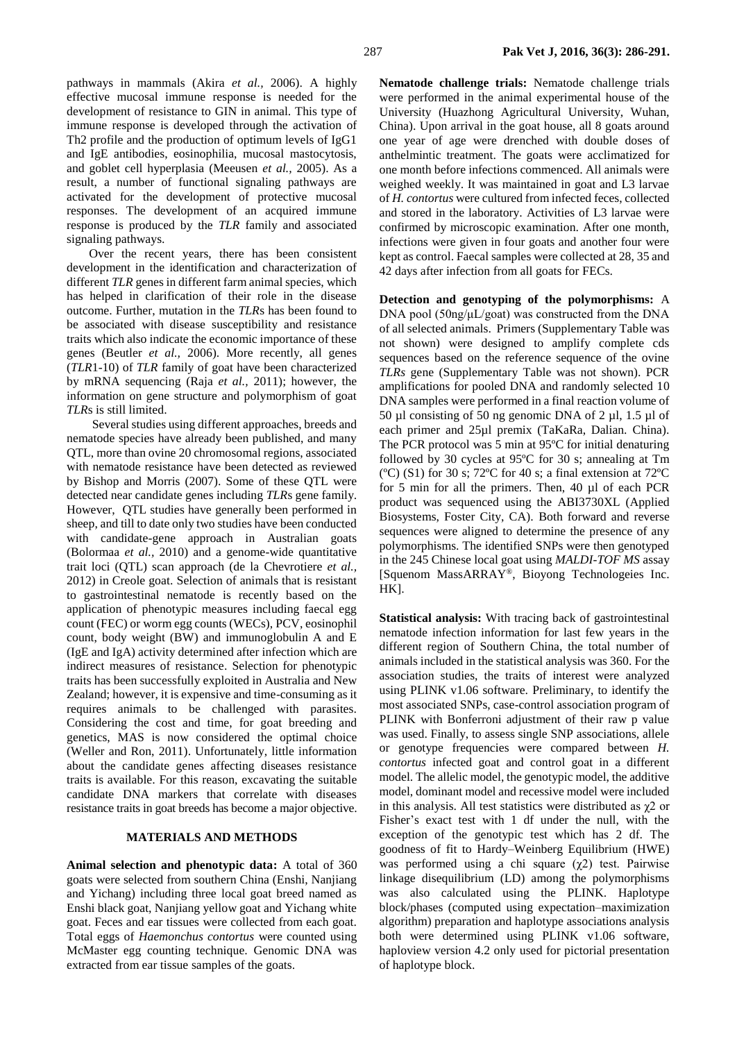pathways in mammals (Akira *et al.,* 2006). A highly effective mucosal immune response is needed for the development of resistance to GIN in animal. This type of immune response is developed through the activation of Th2 profile and the production of optimum levels of IgG1 and IgE antibodies, eosinophilia, mucosal mastocytosis, and goblet cell hyperplasia (Meeusen *et al.,* 2005). As a result, a number of functional signaling pathways are activated for the development of protective mucosal responses. The development of an acquired immune response is produced by the *TLR* family and associated signaling pathways.

Over the recent years, there has been consistent development in the identification and characterization of different *TLR* genes in different farm animal species, which has helped in clarification of their role in the disease outcome. Further, mutation in the *TLR*s has been found to be associated with disease susceptibility and resistance traits which also indicate the economic importance of these genes (Beutler *et al.,* 2006). More recently, all genes (*TLR*1-10) of *TLR* family of goat have been characterized by mRNA sequencing (Raja *et al.,* 2011); however, the information on gene structure and polymorphism of goat *TLR*s is still limited.

Several studies using different approaches, breeds and nematode species have already been published, and many QTL, more than ovine 20 chromosomal regions, associated with nematode resistance have been detected as reviewed by Bishop and Morris (2007). Some of these QTL were detected near candidate genes including *TLR*s gene family. However, QTL studies have generally been performed in sheep, and till to date only two studies have been conducted with candidate-gene approach in Australian goats (Bolormaa *et al.,* 2010) and a genome-wide quantitative trait loci (QTL) scan approach (de la Chevrotiere *et al.,* 2012) in Creole goat. Selection of animals that is resistant to gastrointestinal nematode is recently based on the application of phenotypic measures including faecal egg count (FEC) or worm egg counts (WECs), PCV, eosinophil count, body weight (BW) and immunoglobulin A and E (IgE and IgA) activity determined after infection which are indirect measures of resistance. Selection for phenotypic traits has been successfully exploited in Australia and New Zealand; however, it is expensive and time-consuming as it requires animals to be challenged with parasites. Considering the cost and time, for goat breeding and genetics, MAS is now considered the optimal choice (Weller and Ron, 2011). Unfortunately, little information about the candidate genes affecting diseases resistance traits is available. For this reason, excavating the suitable candidate DNA markers that correlate with diseases resistance traits in goat breeds has become a major objective.

## MATERIALS AND METHODS

**Animal selection and phenotypic data:** A total of 360 goats were selected from southern China (Enshi, Nanjiang and Yichang) including three local goat breed named as Enshi black goat, Nanjiang yellow goat and Yichang white goat. Feces and ear tissues were collected from each goat. Total eggs of *Haemonchus contortus* were counted using McMaster egg counting technique. Genomic DNA was extracted from ear tissue samples of the goats.

**Nematode challenge trials:** Nematode challenge trials were performed in the animal experimental house of the University (Huazhong Agricultural University, Wuhan, China). Upon arrival in the goat house, all 8 goats around one year of age were drenched with double doses of anthelmintic treatment. The goats were acclimatized for one month before infections commenced. All animals were weighed weekly. It was maintained in goat and L3 larvae of *H. contortus* were cultured from infected feces, collected and stored in the laboratory. Activities of L3 larvae were confirmed by microscopic examination. After one month, infections were given in four goats and another four were kept as control. Faecal samples were collected at 28, 35 and 42 days after infection from all goats for FECs.

**Detection and genotyping of the polymorphisms:** A DNA pool (50ng/μL/goat) was constructed from the DNA of all selected animals. Primers (Supplementary Table was not shown) were designed to amplify complete cds sequences based on the reference sequence of the ovine *TLRs* gene (Supplementary Table was not shown). PCR amplifications for pooled DNA and randomly selected 10 DNA samples were performed in a final reaction volume of 50 μl consisting of 50 ng genomic DNA of 2 μl, 1.5 μl of each primer and 25μl premix (TaKaRa, Dalian. China). The PCR protocol was 5 min at 95ºC for initial denaturing followed by 30 cycles at 95ºC for 30 s; annealing at Tm (ºC) (S1) for 30 s; 72ºC for 40 s; a final extension at 72ºC for 5 min for all the primers. Then, 40 μl of each PCR product was sequenced using the ABI3730XL (Applied Biosystems, Foster City, CA). Both forward and reverse sequences were aligned to determine the presence of any polymorphisms. The identified SNPs were then genotyped in the 245 Chinese local goat using *MALDI-TOF MS* assay [Squenom MassARRAY®, Bioyong Technologeies Inc. HK].

**Statistical analysis:** With tracing back of gastrointestinal nematode infection information for last few years in the different region of Southern China, the total number of animals included in the statistical analysis was 360. For the association studies, the traits of interest were analyzed using PLINK v1.06 software. Preliminary, to identify the most associated SNPs, case-control association program of PLINK with Bonferroni adjustment of their raw p value was used. Finally, to assess single SNP associations, allele or genotype frequencies were compared between *H. contortus* infected goat and control goat in a different model. The allelic model, the genotypic model, the additive model, dominant model and recessive model were included in this analysis. All test statistics were distributed as $\chi 2$ or Fisher's exact test with 1 df under the null, with the exception of the genotypic test which has 2 df. The goodness of fit to Hardy–Weinberg Equilibrium (HWE) was performed using a chi square ($\chi 2$) test. Pairwise linkage disequilibrium (LD) among the polymorphisms was also calculated using the PLINK. Haplotype block/phases (computed using expectation–maximization algorithm) preparation and haplotype associations analysis both were determined using PLINK v1.06 software, haploview version 4.2 only used for pictorial presentation of haplotype block.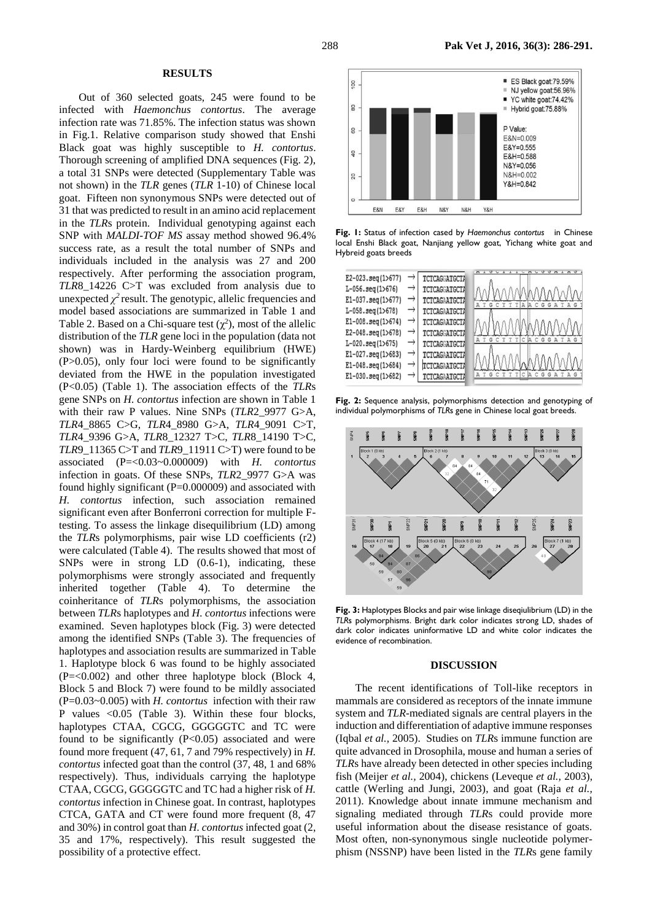## RESULTS

Out of 360 selected goats, 245 were found to be infected with *Haemonchus contortus*. The average infection rate was 71.85%. The infection status was shown in Fig.1. Relative comparison study showed that Enshi Black goat was highly susceptible to *H. contortus*. Thorough screening of amplified DNA sequences (Fig. 2), a total 31 SNPs were detected (Supplementary Table was not shown) in the *TLR* genes (*TLR* 1-10) of Chinese local goat. Fifteen non synonymous SNPs were detected out of 31 that was predicted to result in an amino acid replacement in the *TLR*s protein. Individual genotyping against each SNP with *MALDI-TOF MS* assay method showed 96.4% success rate, as a result the total number of SNPs and individuals included in the analysis was 27 and 200 respectively. After performing the association program, *TLR*8_14226 C>T was excluded from analysis due to unexpected $\chi^2$ result. The genotypic, allelic frequencies and model based associations are summarized in Table 1 and Table 2. Based on a Chi-square test ($\chi^2$), most of the allelic distribution of the *TLR* gene loci in the population (data not shown) was in Hardy-Weinberg equilibrium (HWE) (P>0.05), only four loci were found to be significantly deviated from the HWE in the population investigated (P<0.05) (Table 1). The association effects of the *TLR*s gene SNPs on *H. contortus* infection are shown in Table 1 with their raw P values. Nine SNPs (*TLR*2_9977 G>A, *TLR*4_8865 C>G, *TLR*4_8980 G>A, *TLR*4_9091 C>T, *TLR*4_9396 G>A, *TLR*8_12327 T>C, *TLR*8_14190 T>C, *TLR*9_11365 C>T and *TLR*9_11911 C>T) were found to be associated (P=<0.03~0.000009) with *H. contortus* infection in goats. Of these SNPs, *TLR2*_9977 G>A was found highly significant (P=0.000009) and associated with *H. contortus* infection, such association remained significant even after Bonferroni correction for multiple F-testing. To assess the linkage disequilibrium (LD) among the *TLR*s polymorphisms, pair wise LD coefficients (r2) were calculated (Table 4). The results showed that most of SNPs were in strong LD (0.6-1), indicating, these polymorphisms were strongly associated and frequently inherited together (Table 4). To determine the coinheritance of *TLR*s polymorphisms, the association between *TLR*s haplotypes and *H. contortus* infections were examined. Seven haplotypes block (Fig. 3) were detected among the identified SNPs (Table 3). The frequencies of haplotypes and association results are summarized in Table 1. Haplotype block 6 was found to be highly associated (P=<0.002) and other three haplotype block (Block 4, Block 5 and Block 7) were found to be mildly associated (P=0.03~0.005) with *H. contortus* infection with their raw P values <0.05 (Table 3). Within these four blocks, haplotypes CTAA, CGCG, GGGGGTC and TC were found to be significantly (P<0.05) associated and were found more frequent (47, 61, 7 and 79% respectively) in *H. contortus* infected goat than the control (37, 48, 1 and 68% respectively). Thus, individuals carrying the haplotype CTAA, CGCG, GGGGGTC and TC had a higher risk of *H. contortus* infection in Chinese goat. In contrast, haplotypes CTCA, GATA and CT were found more frequent (8, 47 and 30%) in control goat than *H. contortus* infected goat (2, 35 and 17%, respectively). This result suggested the possibility of a protective effect.

**Fig. 1:** Status of infection cased by *Haemonchus contortus* in Chinese local Enshi Black goat, Nanjiang yellow goat, Yichang white goat and Hybreid goats breeds

**Fig. 2:** Sequence analysis, polymorphisms detection and genotyping of individual polymorphisms of *TLR*s gene in Chinese local goat breeds.

**Fig. 3:** Haplotypes Blocks and pair wise linkage diseqiulibrium (LD) in the *TLR*s polymorphisms. Bright dark color indicates strong LD, shades of dark color indicates uninformative LD and white color indicates the evidence of recombination.

## DISCUSSION

The recent identifications of Toll-like receptors in mammals are considered as receptors of the innate immune system and *TLR*-mediated signals are central players in the induction and differentiation of adaptive immune responses (Iqbal *et al.,* 2005). Studies on *TLR*s immune function are quite advanced in Drosophila, mouse and human a series of *TLR*s have already been detected in other species including fish (Meijer *et al.,* 2004), chickens (Leveque *et al.,* 2003), cattle (Werling and Jungi, 2003), and goat (Raja *et al.,* 2011). Knowledge about innate immune mechanism and signaling mediated through *TLR*s could provide more useful information about the disease resistance of goats. Most often, non-synonymous single nucleotide polymerphism (NSSNP) have been listed in the *TLR*s gene family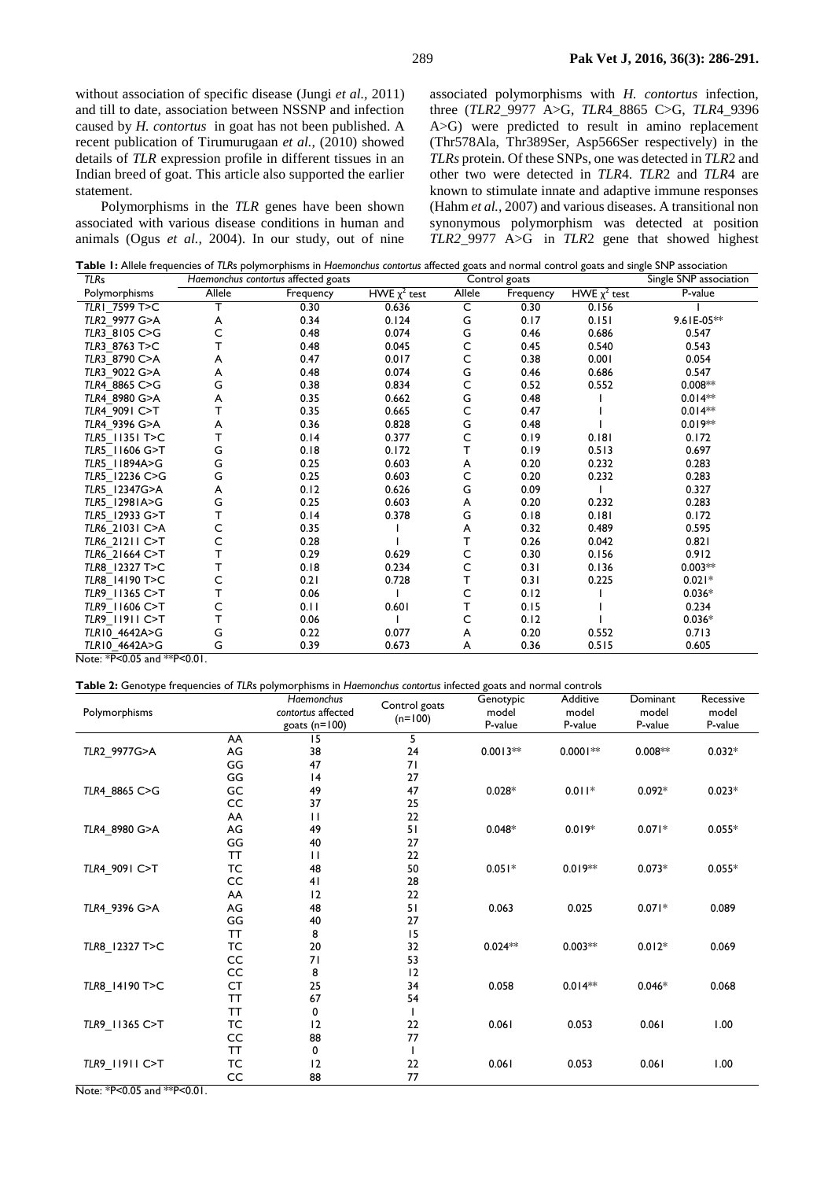without association of specific disease (Jungi *et al.,* 2011) and till to date, association between NSSNP and infection caused by *H. contortus* in goat has not been published. A recent publication of Tirumurugaan *et al.,* (2010) showed details of *TLR* expression profile in different tissues in an Indian breed of goat. This article also supported the earlier statement.

Polymorphisms in the *TLR* genes have been shown associated with various disease conditions in human and animals (Ogus *et al.,* 2004). In our study, out of nine associated polymorphisms with *H. contortus* infection, three (*TLR2*_9977 A>G, *TLR*4_8865 C>G, *TLR*4_9396 A>G) were predicted to result in amino replacement (Thr578Ala, Thr389Ser, Asp566Ser respectively) in the *TLRs* protein. Of these SNPs, one was detected in *TLR*2 and other two were detected in *TLR*4. *TLR*2 and *TLR*4 are known to stimulate innate and adaptive immune responses (Hahm *et al.*, 2007) and various diseases. A transitional non synonymous polymorphism was detected at position *TLR2*_9977 A>G in *TLR*2 gene that showed highest

**Table 1:** Allele frequencies of *TLR*s polymorphisms in *Haemonchus contortus* affected goats and normal control goats and single SNP association

| *TLR*s | *Haemonchus contortus* affected goats | | | Control goats | | | Single SNP association |
|---|---|---|---|---|---|---|---|
| Polymorphisms | Allele | Frequency | HWE $\chi^2$ test | Allele | Frequency | HWE $\chi^2$ test | P-value |
| *TLR1*_7599 T>C | T | 0.30 | 0.636 | C | 0.30 | 0.156 | 1 |
| *TLR2*_9977 G>A | A | 0.34 | 0.124 | G | 0.17 | 0.151 | 9.61E-05** |
| *TLR3*_8105 C>G | C | 0.48 | 0.074 | G | 0.46 | 0.686 | 0.547 |
| *TLR3*_8763 T>C | T | 0.48 | 0.045 | C | 0.45 | 0.540 | 0.543 |
| *TLR3*_8790 C>A | A | 0.47 | 0.017 | C | 0.38 | 0.001 | 0.054 |
| *TLR3*_9022 G>A | A | 0.48 | 0.074 | G | 0.46 | 0.686 | 0.547 |
| *TLR4*_8865 C>G | G | 0.38 | 0.834 | C | 0.52 | 0.552 | 0.008** |
| *TLR4*_8980 G>A | A | 0.35 | 0.662 | G | 0.48 | 1 | 0.014** |
| *TLR4*_9091 C>T | T | 0.35 | 0.665 | C | 0.47 | 1 | 0.014** |
| *TLR4*_9396 G>A | A | 0.36 | 0.828 | G | 0.48 | 1 | 0.019** |
| *TLR5*_11351 T>C | T | 0.14 | 0.377 | C | 0.19 | 0.181 | 0.172 |
| *TLR5*_11606 G>T | G | 0.18 | 0.172 | T | 0.19 | 0.513 | 0.697 |
| *TLR5*_11894A>G | G | 0.25 | 0.603 | A | 0.20 | 0.232 | 0.283 |
| *TLR5*_12236 C>G | G | 0.25 | 0.603 | C | 0.20 | 0.232 | 0.283 |
| *TLR5*_12347G>A | A | 0.12 | 0.626 | G | 0.09 | 1 | 0.327 |
| *TLR5*_12981A>G | G | 0.25 | 0.603 | A | 0.20 | 0.232 | 0.283 |
| *TLR5*_12933 G>T | T | 0.14 | 0.378 | G | 0.18 | 0.181 | 0.172 |
| *TLR6*_21031 C>A | C | 0.35 | 1 | A | 0.32 | 0.489 | 0.595 |
| *TLR6*_21211 C>T | C | 0.28 | 1 | T | 0.26 | 0.042 | 0.821 |
| *TLR6*_21664 C>T | T | 0.29 | 0.629 | C | 0.30 | 0.156 | 0.912 |
| *TLR8*_12327 T>C | T | 0.18 | 0.234 | C | 0.31 | 0.136 | 0.003** |
| *TLR8*_14190 T>C | C | 0.21 | 0.728 | T | 0.31 | 0.225 | 0.021* |
| *TLR9*_11365 C>T | T | 0.06 | 1 | C | 0.12 | 1 | 0.036* |
| *TLR9*_11606 C>T | C | 0.11 | 0.601 | T | 0.15 | 1 | 0.234 |
| *TLR9*_11911 C>T | T | 0.06 | 1 | C | 0.12 | 1 | 0.036* |
| *TLR10*_4642A>G | G | 0.22 | 0.077 | A | 0.20 | 0.552 | 0.713 |
| *TLR10*_4642A>G | G | 0.39 | 0.673 | A | 0.36 | 0.515 | 0.605 |

Note: *P<0.05 and **P<0.01.

**Table 2:** Genotype frequencies of *TLR*s polymorphisms in *Haemonchus contortus* infected goats and normal controls

| Polymorphisms | | *Haemonchus contortus* affected goats (n=100) | Control goats (n=100) | Genotypic model P-value | Additive model P-value | Dominant model P-value | Recessive model P-value |
|---|---|---|---|---|---|---|---|
| | AA | 15 | 5 | | | | |
| *TLR2*_9977G>A | AG | 38 | 24 | 0.0013** | 0.0001** | 0.008** | 0.032* |
| | GG | 47 | 71 | | | | |
| | GG | 14 | 27 | | | | |
| *TLR4*_8865 C>G | GC | 49 | 47 | 0.028* | 0.011* | 0.092* | 0.023* |
| | CC | 37 | 25 | | | | |
| | AA | 11 | 22 | | | | |
| *TLR4*_8980 G>A | AG | 49 | 51 | 0.048* | 0.019* | 0.071* | 0.055* |
| | GG | 40 | 27 | | | | |
| | TT | 11 | 22 | | | | |
| *TLR4*_9091 C>T | TC | 48 | 50 | 0.051* | 0.019** | 0.073* | 0.055* |
| | CC | 41 | 28 | | | | |
| | AA | 12 | 22 | | | | |
| *TLR4*_9396 G>A | AG | 48 | 51 | 0.063 | 0.025 | 0.071* | 0.089 |
| | GG | 40 | 27 | | | | |
| | TT | 8 | 15 | | | | |
| *TLR8*_12327 T>C | TC | 20 | 32 | 0.024** | 0.003** | 0.012* | 0.069 |
| | CC | 71 | 53 | | | | |
| | CC | 8 | 12 | | | | |
| *TLR8*_14190 T>C | CT | 25 | 34 | 0.058 | 0.014** | 0.046* | 0.068 |
| | TT | 67 | 54 | | | | |
| | TT | 0 | 1 | | | | |
| *TLR9*_11365 C>T | TC | 12 | 22 | 0.061 | 0.053 | 0.061 | 1.00 |
| | CC | 88 | 77 | | | | |
| | TT | 0 | 1 | | | | |
| *TLR9*_11911 C>T | TC | 12 | 22 | 0.061 | 0.053 | 0.061 | 1.00 |
| | CC | 88 | 77 | | | | |

Note: *P<0.05 and **P<0.01.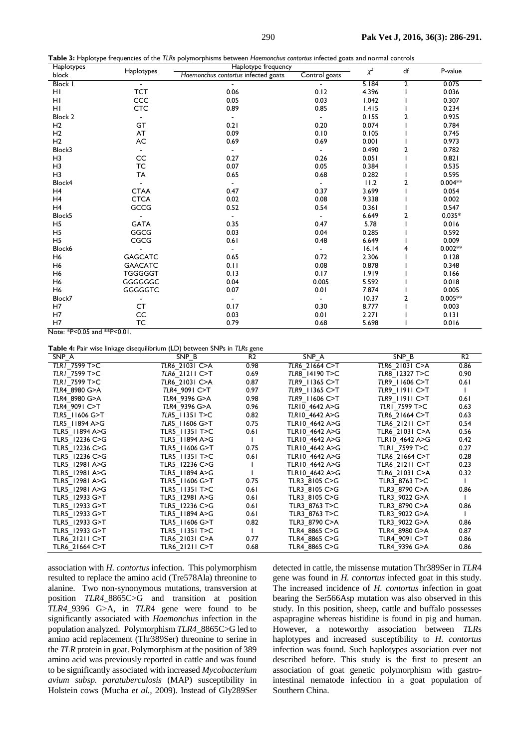**Table 3:** Haplotype frequencies of the *TLR*s polymorphisms between *Haemonchus contortus* infected goats and normal controls

| Haplotypes block | Haplotypes | Haplotype frequency | | $\chi^2$ | df | P-value |
|---|---|---|---|---|---|---|
| | | *Haemonchus contortus* infected goats | Control goats | | | |
| Block 1 | - | - | - | 5.184 | 2 | 0.075 |
| H1 | TCT | 0.06 | 0.12 | 4.396 | 1 | 0.036 |
| H1 | CCC | 0.05 | 0.03 | 1.042 | 1 | 0.307 |
| H1 | CTC | 0.89 | 0.85 | 1.415 | 1 | 0.234 |
| Block 2 | - | - | - | 0.155 | 2 | 0.925 |
| H2 | GT | 0.21 | 0.20 | 0.074 | 1 | 0.784 |
| H2 | AT | 0.09 | 0.10 | 0.105 | 1 | 0.745 |
| H2 | AC | 0.69 | 0.69 | 0.001 | 1 | 0.973 |
| Block3 | - | - | - | 0.490 | 2 | 0.782 |
| H3 | CC | 0.27 | 0.26 | 0.051 | 1 | 0.821 |
| H3 | TC | 0.07 | 0.05 | 0.384 | 1 | 0.535 |
| H3 | TA | 0.65 | 0.68 | 0.282 | 1 | 0.595 |
| Block4 | - | - | - | 11.2 | 2 | 0.004** |
| H4 | CTAA | 0.47 | 0.37 | 3.699 | 1 | 0.054 |
| H4 | CTCA | 0.02 | 0.08 | 9.338 | 1 | 0.002 |
| H4 | GCCG | 0.52 | 0.54 | 0.361 | 1 | 0.547 |
| Block5 | - | - | - | 6.649 | 2 | 0.035* |
| H5 | GATA | 0.35 | 0.47 | 5.78 | 1 | 0.016 |
| H5 | GGCG | 0.03 | 0.04 | 0.285 | 1 | 0.592 |
| H5 | CGCG | 0.61 | 0.48 | 6.649 | 1 | 0.009 |
| Block6 | - | - | - | 16.14 | 4 | 0.002** |
| H6 | GAGCATC | 0.65 | 0.72 | 2.306 | 1 | 0.128 |
| H6 | GAACATC | 0.11 | 0.08 | 0.878 | 1 | 0.348 |
| H6 | TGGGGGT | 0.13 | 0.17 | 1.919 | 1 | 0.166 |
| H6 | GGGGGGC | 0.04 | 0.005 | 5.592 | 1 | 0.018 |
| H6 | GGGGGTC | 0.07 | 0.01 | 7.874 | 1 | 0.005 |
| Block7 | - | - | - | 10.37 | 2 | 0.005** |
| H7 | CT | 0.17 | 0.30 | 8.777 | 1 | 0.003 |
| H7 | CC | 0.03 | 0.01 | 2.271 | 1 | 0.131 |
| H7 | TC | 0.79 | 0.68 | 5.698 | 1 | 0.016 |

Note: *P<0.05 and **P<0.01.

**Table 4:** Pair wise linkage disequilibrium (LD) between SNPs in *TLRs* gene

| SNP_A | SNP_B | R2 | SNP_A | SNP_B | R2 |
|---|---|---|---|---|---|
| *TLR1*_7599 T>C | *TLR6*_21031 C>A | 0.98 | *TLR6*_21664 C>T | *TLR6*_21031 C>A | 0.86 |
| *TLR1*_7599 T>C | *TLR6*_21211 C>T | 0.69 | *TLR8*_14190 T>C | *TLR8*_12327 T>C | 0.90 |
| *TLR1*_7599 T>C | *TLR6*_21031 C>A | 0.87 | *TLR9*_11365 C>T | *TLR9*_11606 C>T | 0.61 |
| *TLR4*_8980 G>A | *TLR4*_9091 C>T | 0.97 | *TLR9*_11365 C>T | *TLR9*_11911 C>T | 1 |
| *TLR4*_8980 G>A | *TLR4*_9396 G>A | 0.98 | *TLR9*_11606 C>T | *TLR9*_11911 C>T | 0.61 |
| *TLR4*_9091 C>T | *TLR4*_9396 G>A | 0.96 | *TLR10*_4642 A>G | *TLR1*_7599 T>C | 0.63 |
| *TLR5*_11606 G>T | *TLR5*_11351 T>C | 0.82 | *TLR10*_4642 A>G | *TLR6*_21664 C>T | 0.63 |
| *TLR5*_11894 A>G | *TLR5*_11606 G>T | 0.75 | TLR10_4642 A>G | TLR6_21211 C>T | 0.54 |
| TLR5_11894 A>G | TLR5_11351 T>C | 0.61 | TLR10_4642 A>G | TLR6_21031 C>A | 0.56 |
| TLR5_12236 C>G | TLR5_11894 A>G | 1 | TLR10_4642 A>G | TLR10_4642 A>G | 0.42 |
| TLR5_12236 C>G | TLR5_11606 G>T | 0.75 | TLR10_4642 A>G | TLR1_7599 T>C | 0.27 |
| TLR5_12236 C>G | TLR5_11351 T>C | 0.61 | TLR10_4642 A>G | TLR6_21664 C>T | 0.28 |
| TLR5_12981 A>G | TLR5_12236 C>G | 1 | TLR10_4642 A>G | TLR6_21211 C>T | 0.23 |
| TLR5_12981 A>G | TLR5_11894 A>G | 1 | TLR10_4642 A>G | TLR6_21031 C>A | 0.32 |
| TLR5_12981 A>G | TLR5_11606 G>T | 0.75 | TLR3_8105 C>G | TLR3_8763 T>C | 1 |
| TLR5_12981 A>G | TLR5_11351 T>C | 0.61 | TLR3_8105 C>G | TLR3_8790 C>A | 0.86 |
| TLR5_12933 G>T | TLR5_12981 A>G | 0.61 | TLR3_8105 C>G | TLR3_9022 G>A | 1 |
| TLR5_12933 G>T | TLR5_12236 C>G | 0.61 | TLR3_8763 T>C | TLR3_8790 C>A | 0.86 |
| TLR5_12933 G>T | TLR5_11894 A>G | 0.61 | TLR3_8763 T>C | TLR3_9022 G>A | 1 |
| TLR5_12933 G>T | TLR5_11606 G>T | 0.82 | TLR3_8790 C>A | TLR3_9022 G>A | 0.86 |
| TLR5_12933 G>T | TLR5_11351 T>C | 1 | TLR4_8865 C>G | TLR4_8980 G>A | 0.87 |
| TLR6_21211 C>T | TLR6_21031 C>A | 0.77 | TLR4_8865 C>G | TLR4_9091 C>T | 0.86 |
| TLR6_21664 C>T | TLR6_21211 C>T | 0.68 | TLR4_8865 C>G | TLR4_9396 G>A | 0.86 |

association with *H. contortus* infection. This polymorphism resulted to replace the amino acid (Tre578Ala) threonine to alanine. Two non-synonymous mutations, transversion at position *TLR4*_8865C>G and transition at position *TLR4*_9396 G>A, in *TLR*4 gene were found to be significantly associated with *Haemonchus* infection in the population analyzed. Polymorphism *TLR4*_8865C>G led to amino acid replacement (Thr389Ser) threonine to serine in the *TLR* protein in goat. Polymorphism at the position of 389 amino acid was previously reported in cattle and was found to be significantly associated with increased *Mycobacterium avium subsp. paratuberculosis* (MAP) susceptibility in Holstein cows (Mucha *et al.,* 2009). Instead of Gly289Ser detected in cattle, the missense mutation Thr389Ser in *TLR*4 gene was found in *H. contortus* infected goat in this study. The increased incidence of *H. contortus* infection in goat bearing the Ser566Asp mutation was also observed in this study. In this position, sheep, cattle and buffalo possesses asparagine whereas histidine is found in pig and human. However, a noteworthy association between *TLR*s haplotypes and increased susceptibility to *H. contortus* infection was found. Such haplotypes association ever not described before. This study is the first to present an association of goat genetic polymorphism with gastro-intestinal nematode infection in a goat population of Southern China.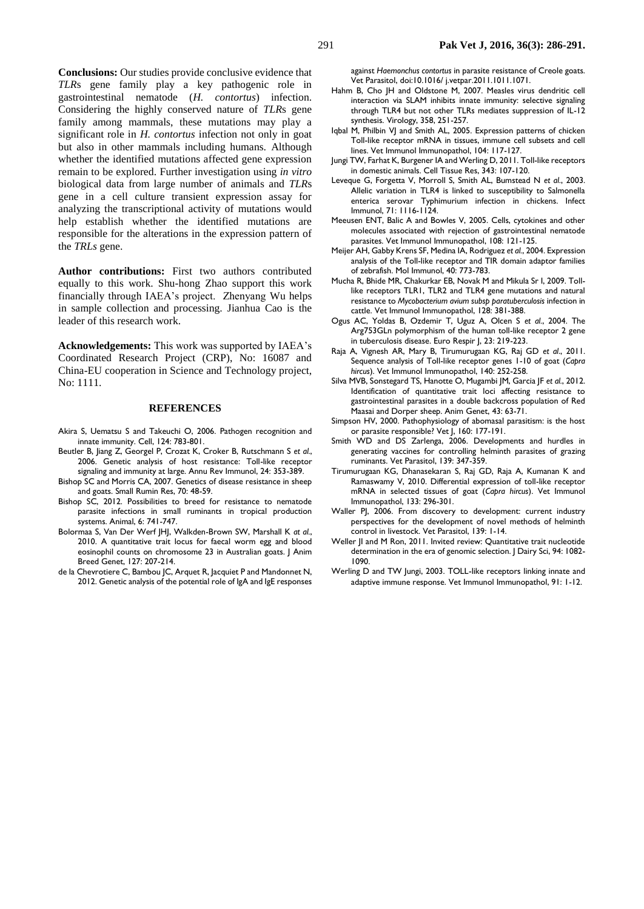**Conclusions:** Our studies provide conclusive evidence that *TLR*s gene family play a key pathogenic role in gastrointestinal nematode (*H. contortus*) infection. Considering the highly conserved nature of *TLR*s gene family among mammals, these mutations may play a significant role in *H. contortus* infection not only in goat but also in other mammals including humans. Although whether the identified mutations affected gene expression remain to be explored. Further investigation using *in vitro* biological data from large number of animals and *TLR*s gene in a cell culture transient expression assay for analyzing the transcriptional activity of mutations would help establish whether the identified mutations are responsible for the alterations in the expression pattern of the *TRLs* gene.

**Author contributions:** First two authors contributed equally to this work. Shu-hong Zhao support this work financially through IAEA's project. Zhenyang Wu helps in sample collection and processing. Jianhua Cao is the leader of this research work.

**Acknowledgements:** This work was supported by IAEA's Coordinated Research Project (CRP), No: 16087 and China-EU cooperation in Science and Technology project, No: 1111.

## REFERENCES

Akira S, Uematsu S and Takeuchi O, 2006. Pathogen recognition and innate immunity. Cell, 124: 783-801.

Beutler B, Jiang Z, Georgel P, Crozat K, Croker B, Rutschmann S *et al*., 2006. Genetic analysis of host resistance: Toll-like receptor signaling and immunity at large. Annu Rev Immunol, 24: 353-389.

Bishop SC and Morris CA, 2007. Genetics of disease resistance in sheep and goats. Small Rumin Res, 70: 48-59.

Bishop SC, 2012. Possibilities to breed for resistance to nematode parasite infections in small ruminants in tropical production systems. Animal, 6: 741-747.

Bolormaa S, Van Der Werf JHJ, Walkden-Brown SW, Marshall K *at al*., 2010. A quantitative trait locus for faecal worm egg and blood eosinophil counts on chromosome 23 in Australian goats. J Anim Breed Genet, 127: 207-214.

de la Chevrotiere C, Bambou JC, Arquet R, Jacquiet P and Mandonnet N, 2012. Genetic analysis of the potential role of IgA and IgE responses against *Haemonchus contortus* in parasite resistance of Creole goats. Vet Parasitol, doi:10.1016/ j.vetpar.2011.1011.1071.

Hahm B, Cho JH and Oldstone M, 2007. Measles virus dendritic cell interaction via SLAM inhibits innate immunity: selective signaling through TLR4 but not other TLRs mediates suppression of IL-12 synthesis. Virology, 358, 251-257.

Iqbal M, Philbin VJ and Smith AL, 2005. Expression patterns of chicken Toll-like receptor mRNA in tissues, immune cell subsets and cell lines. Vet Immunol Immunopathol, 104: 117-127.

Jungi TW, Farhat K, Burgener IA and Werling D, 2011. Toll-like receptors in domestic animals. Cell Tissue Res, 343: 107-120.

Leveque G, Forgetta V, Morroll S, Smith AL, Bumstead N *et al*., 2003. Allelic variation in TLR4 is linked to susceptibility to Salmonella enterica serovar Typhimurium infection in chickens. Infect Immunol, 71: 1116-1124.

Meeusen ENT, Balic A and Bowles V, 2005. Cells, cytokines and other molecules associated with rejection of gastrointestinal nematode parasites. Vet Immunol Immunopathol, 108: 121-125.

Meijer AH, Gabby Krens SF, Medina IA, Rodriguez *et al*., 2004. Expression analysis of the Toll-like receptor and TIR domain adaptor families of zebrafish. Mol Immunol, 40: 773-783.

Mucha R, Bhide MR, Chakurkar EB, Novak M and Mikula Sr I, 2009. Toll-like receptors TLR1, TLR2 and TLR4 gene mutations and natural resistance to *Mycobacterium avium subsp paratuberculosis* infection in cattle. Vet Immunol Immunopathol, 128: 381-388.

Ogus AC, Yoldas B, Ozdemir T, Uguz A, Olcen S *et al*., 2004. The Arg753GLn polymorphism of the human toll-like receptor 2 gene in tuberculosis disease. Euro Respir J, 23: 219-223.

Raja A, Vignesh AR, Mary B, Tirumurugaan KG, Raj GD *et al*., 2011. Sequence analysis of Toll-like receptor genes 1-10 of goat (*Capra hircus*). Vet Immunol Immunopathol, 140: 252-258.

Silva MVB, Sonstegard TS, Hanotte O, Mugambi JM, Garcia JF *et al*., 2012. Identification of quantitative trait loci affecting resistance to gastrointestinal parasites in a double backcross population of Red Maasai and Dorper sheep. Anim Genet, 43: 63-71.

Simpson HV, 2000. Pathophysiology of abomasal parasitism: is the host or parasite responsible? Vet J, 160: 177-191.

Smith WD and DS Zarlenga, 2006. Developments and hurdles in generating vaccines for controlling helminth parasites of grazing ruminants. Vet Parasitol, 139: 347-359.

Tirumurugaan KG, Dhanasekaran S, Raj GD, Raja A, Kumanan K and Ramaswamy V, 2010. Differential expression of toll-like receptor mRNA in selected tissues of goat (*Capra hircus*). Vet Immunol Immunopathol, 133: 296-301.

Waller PJ, 2006. From discovery to development: current industry perspectives for the development of novel methods of helminth control in livestock. Vet Parasitol, 139: 1-14.

Weller JI and M Ron, 2011. Invited review: Quantitative trait nucleotide determination in the era of genomic selection. J Dairy Sci, 94: 1082-1090.

Werling D and TW Jungi, 2003. TOLL-like receptors linking innate and adaptive immune response. Vet Immunol Immunopathol, 91: 1-12.